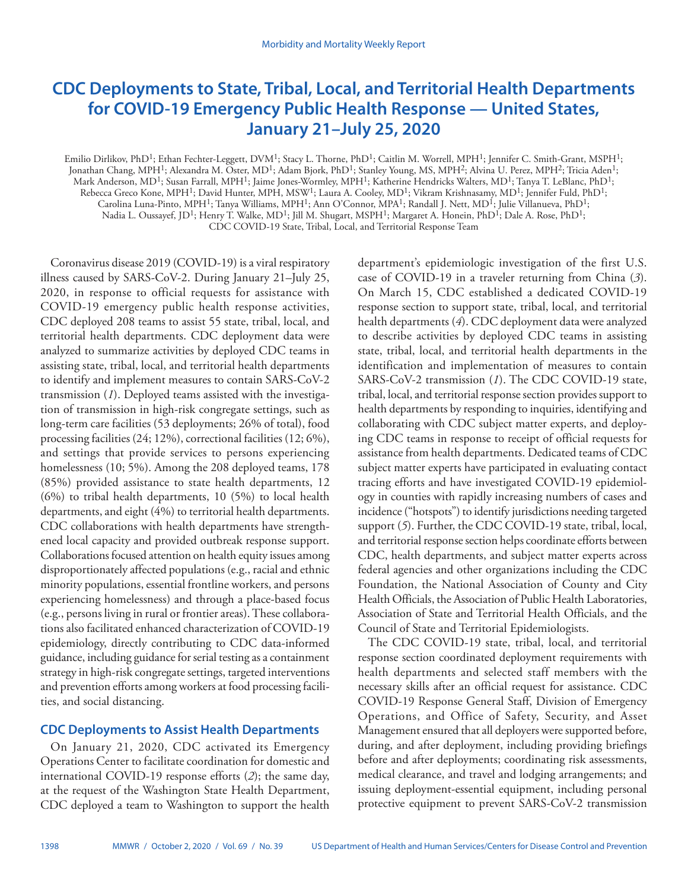# CDC Deployments to State, Tribal, Local, and Territorial Health Departments for COVID-19 Emergency Public Health Response — United States, January 21–July 25, 2020

Emilio Dirlikov, PhD[1]; Ethan Fechter-Leggett, DVM[1]; Stacy L. Thorne, PhD[1]; Caitlin M. Worrell, MPH[1]; Jennifer C. Smith-Grant, MSPH[1]; Jonathan Chang, MPH[1]; Alexandra M. Oster, MD[1]; Adam Bjork, PhD[1]; Stanley Young, MS, MPH[2]; Alvina U. Perez, MPH[2]; Tricia Aden[1]; Mark Anderson, MD[1]; Susan Farrall, MPH[1]; Jaime Jones-Wormley, MPH[1]; Katherine Hendricks Walters, MD[1]; Tanya T. LeBlanc, PhD[1]; Rebecca Greco Kone, MPH[1]; David Hunter, MPH, MSW[1]; Laura A. Cooley, MD[1]; Vikram Krishnasamy, MD[1]; Jennifer Fuld, PhD[1]; Carolina Luna-Pinto, MPH[1]; Tanya Williams, MPH[1]; Ann O'Connor, MPA[1]; Randall J. Nett, MD[1]; Julie Villanueva, PhD[1]; Nadia L. Oussayef, JD[1]; Henry T. Walke, MD[1]; Jill M. Shugart, MSPH[1]; Margaret A. Honein, PhD[1]; Dale A. Rose, PhD[1]; CDC COVID-19 State, Tribal, Local, and Territorial Response Team

Coronavirus disease 2019 (COVID-19) is a viral respiratory illness caused by SARS-CoV-2. During January 21–July 25, 2020, in response to official requests for assistance with COVID-19 emergency public health response activities, CDC deployed 208 teams to assist 55 state, tribal, local, and territorial health departments. CDC deployment data were analyzed to summarize activities by deployed CDC teams in assisting state, tribal, local, and territorial health departments to identify and implement measures to contain SARS-CoV-2 transmission (*1*). Deployed teams assisted with the investigation of transmission in high-risk congregate settings, such as long-term care facilities (53 deployments; 26% of total), food processing facilities (24; 12%), correctional facilities (12; 6%), and settings that provide services to persons experiencing homelessness (10; 5%). Among the 208 deployed teams, 178 (85%) provided assistance to state health departments, 12 (6%) to tribal health departments, 10 (5%) to local health departments, and eight (4%) to territorial health departments. CDC collaborations with health departments have strengthened local capacity and provided outbreak response support. Collaborations focused attention on health equity issues among disproportionately affected populations (e.g., racial and ethnic minority populations, essential frontline workers, and persons experiencing homelessness) and through a place-based focus (e.g., persons living in rural or frontier areas). These collaborations also facilitated enhanced characterization of COVID-19 epidemiology, directly contributing to CDC data-informed guidance, including guidance for serial testing as a containment strategy in high-risk congregate settings, targeted interventions and prevention efforts among workers at food processing facilities, and social distancing.

## CDC Deployments to Assist Health Departments

On January 21, 2020, CDC activated its Emergency Operations Center to facilitate coordination for domestic and international COVID-19 response efforts (*2*); the same day, at the request of the Washington State Health Department, CDC deployed a team to Washington to support the health department's epidemiologic investigation of the first U.S. case of COVID-19 in a traveler returning from China (*3*). On March 15, CDC established a dedicated COVID-19 response section to support state, tribal, local, and territorial health departments (*4*). CDC deployment data were analyzed to describe activities by deployed CDC teams in assisting state, tribal, local, and territorial health departments in the identification and implementation of measures to contain SARS-CoV-2 transmission (*1*). The CDC COVID-19 state, tribal, local, and territorial response section provides support to health departments by responding to inquiries, identifying and collaborating with CDC subject matter experts, and deploying CDC teams in response to receipt of official requests for assistance from health departments. Dedicated teams of CDC subject matter experts have participated in evaluating contact tracing efforts and have investigated COVID-19 epidemiology in counties with rapidly increasing numbers of cases and incidence ("hotspots") to identify jurisdictions needing targeted support (*5*). Further, the CDC COVID-19 state, tribal, local, and territorial response section helps coordinate efforts between CDC, health departments, and subject matter experts across federal agencies and other organizations including the CDC Foundation, the National Association of County and City Health Officials, the Association of Public Health Laboratories, Association of State and Territorial Health Officials, and the Council of State and Territorial Epidemiologists.

The CDC COVID-19 state, tribal, local, and territorial response section coordinated deployment requirements with health departments and selected staff members with the necessary skills after an official request for assistance. CDC COVID-19 Response General Staff, Division of Emergency Operations, and Office of Safety, Security, and Asset Management ensured that all deployers were supported before, during, and after deployment, including providing briefings before and after deployments; coordinating risk assessments, medical clearance, and travel and lodging arrangements; and issuing deployment-essential equipment, including personal protective equipment to prevent SARS-CoV-2 transmission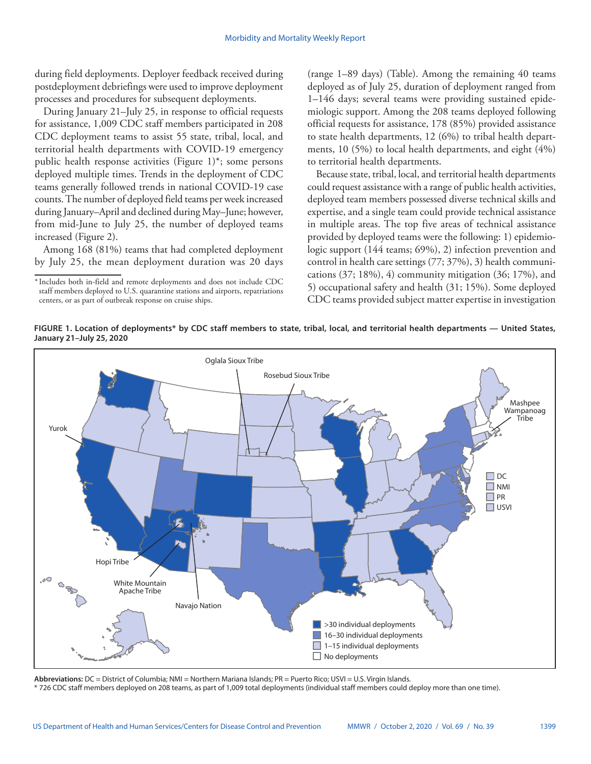during field deployments. Deployer feedback received during postdeployment debriefings were used to improve deployment processes and procedures for subsequent deployments.

During January 21–July 25, in response to official requests for assistance, 1,009 CDC staff members participated in 208 CDC deployment teams to assist 55 state, tribal, local, and territorial health departments with COVID-19 emergency public health response activities (Figure 1)*; some persons deployed multiple times. Trends in the deployment of CDC teams generally followed trends in national COVID-19 case counts. The number of deployed field teams per week increased during January–April and declined during May–June; however, from mid-June to July 25, the number of deployed teams increased (Figure 2).

Among 168 (81%) teams that had completed deployment by July 25, the mean deployment duration was 20 days (range 1–89 days) (Table). Among the remaining 40 teams deployed as of July 25, duration of deployment ranged from 1–146 days; several teams were providing sustained epidemiologic support. Among the 208 teams deployed following official requests for assistance, 178 (85%) provided assistance to state health departments, 12 (6%) to tribal health departments, 10 (5%) to local health departments, and eight (4%) to territorial health departments.

Because state, tribal, local, and territorial health departments could request assistance with a range of public health activities, deployed team members possessed diverse technical skills and expertise, and a single team could provide technical assistance in multiple areas. The top five areas of technical assistance provided by deployed teams were the following: 1) epidemiologic support (144 teams; 69%), 2) infection prevention and control in health care settings (77; 37%), 3) health communications (37; 18%), 4) community mitigation (36; 17%), and 5) occupational safety and health (31; 15%). Some deployed CDC teams provided subject matter expertise in investigation

\* Includes both in-field and remote deployments and does not include CDC staff members deployed to U.S. quarantine stations and airports, repatriations centers, or as part of outbreak response on cruise ships.

**FIGURE 1. Location of deployments\* by CDC staff members to state, tribal, local, and territorial health departments — United States, January 21–July 25, 2020**

**Abbreviations:** DC = District of Columbia; NMI = Northern Mariana Islands; PR = Puerto Rico; USVI = U.S. Virgin Islands.

\* 726 CDC staff members deployed on 208 teams, as part of 1,009 total deployments (individual staff members could deploy more than one time).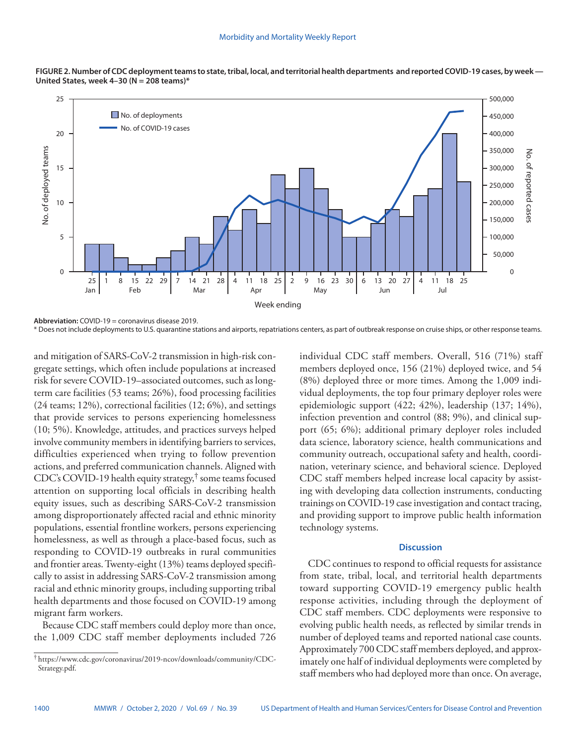**FIGURE 2. Number of CDC deployment teams to state, tribal, local, and territorial health departments and reported COVID-19 cases, by week — United States, week 4–30 (N = 208 teams)***

**Abbreviation:** COVID-19 = coronavirus disease 2019.

* Does not include deployments to U.S. quarantine stations and airports, repatriations centers, as part of outbreak response on cruise ships, or other response teams.

and mitigation of SARS-CoV-2 transmission in high-risk congregate settings, which often include populations at increased risk for severe COVID-19–associated outcomes, such as long-term care facilities (53 teams; 26%), food processing facilities (24 teams; 12%), correctional facilities (12; 6%), and settings that provide services to persons experiencing homelessness (10; 5%). Knowledge, attitudes, and practices surveys helped involve community members in identifying barriers to services, difficulties experienced when trying to follow prevention actions, and preferred communication channels. Aligned with CDC's COVID-19 health equity strategy,[†] some teams focused attention on supporting local officials in describing health equity issues, such as describing SARS-CoV-2 transmission among disproportionately affected racial and ethnic minority populations, essential frontline workers, persons experiencing homelessness, as well as through a place-based focus, such as responding to COVID-19 outbreaks in rural communities and frontier areas. Twenty-eight (13%) teams deployed specifically to assist in addressing SARS-CoV-2 transmission among racial and ethnic minority groups, including supporting tribal health departments and those focused on COVID-19 among migrant farm workers.

Because CDC staff members could deploy more than once, the 1,009 CDC staff member deployments included 726 individual CDC staff members. Overall, 516 (71%) staff members deployed once, 156 (21%) deployed twice, and 54 (8%) deployed three or more times. Among the 1,009 individual deployments, the top four primary deployer roles were epidemiologic support (422; 42%), leadership (137; 14%), infection prevention and control (88; 9%), and clinical support (65; 6%); additional primary deployer roles included data science, laboratory science, health communications and community outreach, occupational safety and health, coordination, veterinary science, and behavioral science. Deployed CDC staff members helped increase local capacity by assisting with developing data collection instruments, conducting trainings on COVID-19 case investigation and contact tracing, and providing support to improve public health information technology systems.

## Discussion

CDC continues to respond to official requests for assistance from state, tribal, local, and territorial health departments toward supporting COVID-19 emergency public health response activities, including through the deployment of CDC staff members. CDC deployments were responsive to evolving public health needs, as reflected by similar trends in number of deployed teams and reported national case counts. Approximately 700 CDC staff members deployed, and approximately one half of individual deployments were completed by staff members who had deployed more than once. On average,

[†] https://www.cdc.gov/coronavirus/2019-ncov/downloads/community/CDC-Strategy.pdf.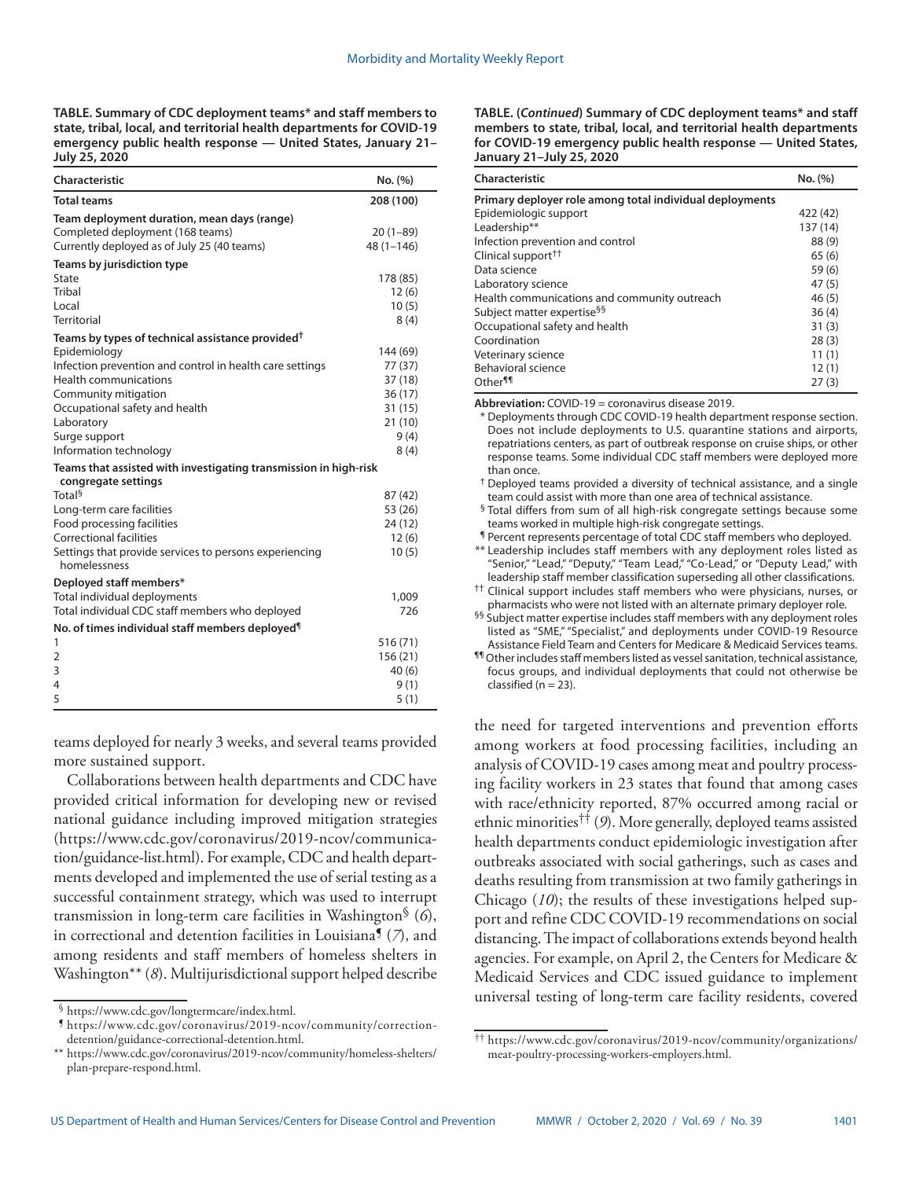**TABLE. Summary of CDC deployment teams* and staff members to state, tribal, local, and territorial health departments for COVID-19 emergency public health response — United States, January 21–July 25, 2020**

| Characteristic | No. (%) |
|---|---|
| **Total teams** | **208 (100)** |
| **Team deployment duration, mean days (range)** | |
| Completed deployment (168 teams) | 20 (1–89) |
| Currently deployed as of July 25 (40 teams) | 48 (1–146) |
| **Teams by jurisdiction type** | |
| State | 178 (85) |
| Tribal | 12 (6) |
| Local | 10 (5) |
| Territorial | 8 (4) |
| **Teams by types of technical assistance provided†** | |
| Epidemiology | 144 (69) |
| Infection prevention and control in health care settings | 77 (37) |
| Health communications | 37 (18) |
| Community mitigation | 36 (17) |
| Occupational safety and health | 31 (15) |
| Laboratory | 21 (10) |
| Surge support | 9 (4) |
| Information technology | 8 (4) |
| **Teams that assisted with investigating transmission in high-risk congregate settings** | |
| Total§ | 87 (42) |
| Long-term care facilities | 53 (26) |
| Food processing facilities | 24 (12) |
| Correctional facilities | 12 (6) |
| Settings that provide services to persons experiencing homelessness | 10 (5) |
| **Deployed staff members*** | |
| Total individual deployments | 1,009 |
| Total individual CDC staff members who deployed | 726 |
| **No. of times individual staff members deployed¶** | |
| 1 | 516 (71) |
| 2 | 156 (21) |
| 3 | 40 (6) |
| 4 | 9 (1) |
| 5 | 5 (1) |
| **Primary deployer role among total individual deployments** | |
| Epidemiologic support | 422 (42) |
| Leadership** | 137 (14) |
| Infection prevention and control | 88 (9) |
| Clinical support†† | 65 (6) |
| Data science | 59 (6) |
| Laboratory science | 47 (5) |
| Health communications and community outreach | 46 (5) |
| Subject matter expertise§§ | 36 (4) |
| Occupational safety and health | 31 (3) |
| Coordination | 28 (3) |
| Veterinary science | 11 (1) |
| Behavioral science | 12 (1) |
| Other¶¶ | 27 (3) |

**Abbreviation:** COVID-19 = coronavirus disease 2019.

\* Deployments through CDC COVID-19 health department response section. Does not include deployments to U.S. quarantine stations and airports, repatriations centers, as part of outbreak response on cruise ships, or other response teams. Some individual CDC staff members were deployed more than once.

† Deployed teams provided a diversity of technical assistance, and a single team could assist with more than one area of technical assistance.

§ Total differs from sum of all high-risk congregate settings because some teams worked in multiple high-risk congregate settings.

¶ Percent represents percentage of total CDC staff members who deployed.

** Leadership includes staff members with any deployment roles listed as "Senior," "Lead," "Deputy," "Team Lead," "Co-Lead," or "Deputy Lead," with leadership staff member classification superseding all other classifications.

†† Clinical support includes staff members who were physicians, nurses, or pharmacists who were not listed with an alternate primary deployer role.

§§ Subject matter expertise includes staff members with any deployment roles listed as "SME," "Specialist," and deployments under COVID-19 Resource Assistance Field Team and Centers for Medicare & Medicaid Services teams.

¶¶ Other includes staff members listed as vessel sanitation, technical assistance, focus groups, and individual deployments that could not otherwise be classified (n = 23).

teams deployed for nearly 3 weeks, and several teams provided more sustained support.

Collaborations between health departments and CDC have provided critical information for developing new or revised national guidance including improved mitigation strategies (https://www.cdc.gov/coronavirus/2019-ncov/communication/guidance-list.html). For example, CDC and health departments developed and implemented the use of serial testing as a successful containment strategy, which was used to interrupt transmission in long-term care facilities in Washington§ (*6*), in correctional and detention facilities in Louisiana¶ (*7*), and among residents and staff members of homeless shelters in Washington** (*8*). Multijurisdictional support helped describe the need for targeted interventions and prevention efforts among workers at food processing facilities, including an analysis of COVID-19 cases among meat and poultry processing facility workers in 23 states that found that among cases with race/ethnicity reported, 87% occurred among racial or ethnic minorities†† (*9*). More generally, deployed teams assisted health departments conduct epidemiologic investigation after outbreaks associated with social gatherings, such as cases and deaths resulting from transmission at two family gatherings in Chicago (*10*); the results of these investigations helped support and refine CDC COVID-19 recommendations on social distancing. The impact of collaborations extends beyond health agencies. For example, on April 2, the Centers for Medicare & Medicaid Services and CDC issued guidance to implement universal testing of long-term care facility residents, covered

§ https://www.cdc.gov/longtermcare/index.html.

¶ https://www.cdc.gov/coronavirus/2019-ncov/community/correction-detention/guidance-correctional-detention.html.

** https://www.cdc.gov/coronavirus/2019-ncov/community/homeless-shelters/plan-prepare-respond.html.

†† https://www.cdc.gov/coronavirus/2019-ncov/community/organizations/meat-poultry-processing-workers-employers.html.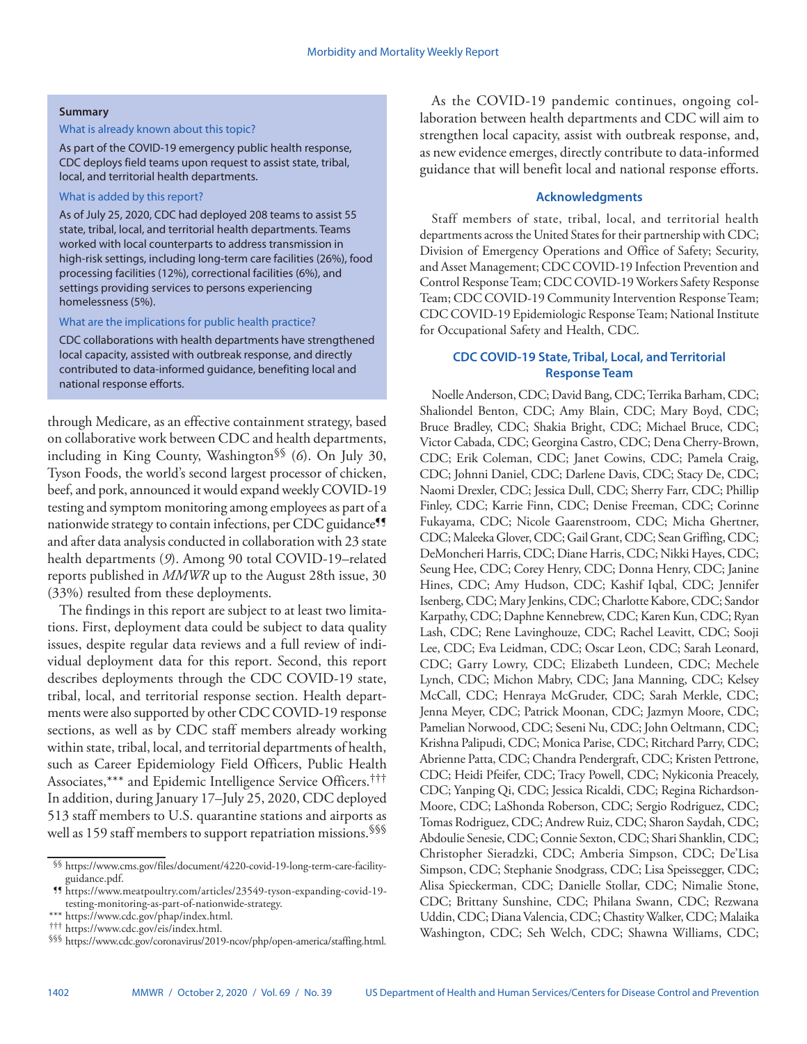**Summary**

What is already known about this topic?

As part of the COVID-19 emergency public health response, CDC deploys field teams upon request to assist state, tribal, local, and territorial health departments.

What is added by this report?

As of July 25, 2020, CDC had deployed 208 teams to assist 55 state, tribal, local, and territorial health departments. Teams worked with local counterparts to address transmission in high-risk settings, including long-term care facilities (26%), food processing facilities (12%), correctional facilities (6%), and settings providing services to persons experiencing homelessness (5%).

What are the implications for public health practice?

CDC collaborations with health departments have strengthened local capacity, assisted with outbreak response, and directly contributed to data-informed guidance, benefiting local and national response efforts.

through Medicare, as an effective containment strategy, based on collaborative work between CDC and health departments, including in King County, Washington[§§] (*6*). On July 30, Tyson Foods, the world's second largest processor of chicken, beef, and pork, announced it would expand weekly COVID-19 testing and symptom monitoring among employees as part of a nationwide strategy to contain infections, per CDC guidance[¶¶] and after data analysis conducted in collaboration with 23 state health departments (*9*). Among 90 total COVID-19–related reports published in *MMWR* up to the August 28th issue, 30 (33%) resulted from these deployments.

The findings in this report are subject to at least two limitations. First, deployment data could be subject to data quality issues, despite regular data reviews and a full review of individual deployment data for this report. Second, this report describes deployments through the CDC COVID-19 state, tribal, local, and territorial response section. Health departments were also supported by other CDC COVID-19 response sections, as well as by CDC staff members already working within state, tribal, local, and territorial departments of health, such as Career Epidemiology Field Officers, Public Health Associates,[***] and Epidemic Intelligence Service Officers.[†††] In addition, during January 17–July 25, 2020, CDC deployed 513 staff members to U.S. quarantine stations and airports as well as 159 staff members to support repatriation missions.[§§§]

As the COVID-19 pandemic continues, ongoing collaboration between health departments and CDC will aim to strengthen local capacity, assist with outbreak response, and, as new evidence emerges, directly contribute to data-informed guidance that will benefit local and national response efforts.

## Acknowledgments

Staff members of state, tribal, local, and territorial health departments across the United States for their partnership with CDC; Division of Emergency Operations and Office of Safety; Security, and Asset Management; CDC COVID-19 Infection Prevention and Control Response Team; CDC COVID-19 Workers Safety Response Team; CDC COVID-19 Community Intervention Response Team; CDC COVID-19 Epidemiologic Response Team; National Institute for Occupational Safety and Health, CDC.

## CDC COVID-19 State, Tribal, Local, and Territorial Response Team

Noelle Anderson, CDC; David Bang, CDC; Terrika Barham, CDC; Shaliondel Benton, CDC; Amy Blain, CDC; Mary Boyd, CDC; Bruce Bradley, CDC; Shakia Bright, CDC; Michael Bruce, CDC; Victor Cabada, CDC; Georgina Castro, CDC; Dena Cherry-Brown, CDC; Erik Coleman, CDC; Janet Cowins, CDC; Pamela Craig, CDC; Johnni Daniel, CDC; Darlene Davis, CDC; Stacy De, CDC; Naomi Drexler, CDC; Jessica Dull, CDC; Sherry Farr, CDC; Phillip Finley, CDC; Karrie Finn, CDC; Denise Freeman, CDC; Corinne Fukayama, CDC; Nicole Gaarenstroom, CDC; Micha Ghertner, CDC; Maleeka Glover, CDC; Gail Grant, CDC; Sean Griffing, CDC; DeMoncheri Harris, CDC; Diane Harris, CDC; Nikki Hayes, CDC; Seung Hee, CDC; Corey Henry, CDC; Donna Henry, CDC; Janine Hines, CDC; Amy Hudson, CDC; Kashif Iqbal, CDC; Jennifer Isenberg, CDC; Mary Jenkins, CDC; Charlotte Kabore, CDC; Sandor Karpathy, CDC; Daphne Kennebrew, CDC; Karen Kun, CDC; Ryan Lash, CDC; Rene Lavinghouze, CDC; Rachel Leavitt, CDC; Sooji Lee, CDC; Eva Leidman, CDC; Oscar Leon, CDC; Sarah Leonard, CDC; Garry Lowry, CDC; Elizabeth Lundeen, CDC; Mechele Lynch, CDC; Michon Mabry, CDC; Jana Manning, CDC; Kelsey McCall, CDC; Henraya McGruder, CDC; Sarah Merkle, CDC; Jenna Meyer, CDC; Patrick Moonan, CDC; Jazmyn Moore, CDC; Pamelian Norwood, CDC; Seseni Nu, CDC; John Oeltmann, CDC; Krishna Palipudi, CDC; Monica Parise, CDC; Ritchard Parry, CDC; Abrienne Patta, CDC; Chandra Pendergraft, CDC; Kristen Pettrone, CDC; Heidi Pfeifer, CDC; Tracy Powell, CDC; Nykiconia Preacely, CDC; Yanping Qi, CDC; Jessica Ricaldi, CDC; Regina Richardson-Moore, CDC; LaShonda Roberson, CDC; Sergio Rodriguez, CDC; Tomas Rodriguez, CDC; Andrew Ruiz, CDC; Sharon Saydah, CDC; Abdoulie Senesie, CDC; Connie Sexton, CDC; Shari Shanklin, CDC; Christopher Sieradzki, CDC; Amberia Simpson, CDC; De'Lisa Simpson, CDC; Stephanie Snodgrass, CDC; Lisa Speissegger, CDC; Alisa Spieckerman, CDC; Danielle Stollar, CDC; Nimalie Stone, CDC; Brittany Sunshine, CDC; Philana Swann, CDC; Rezwana Uddin, CDC; Diana Valencia, CDC; Chastity Walker, CDC; Malaika Washington, CDC; Seh Welch, CDC; Shawna Williams, CDC;

---

[§§] https://www.cms.gov/files/document/4220-covid-19-long-term-care-facility-guidance.pdf.

[¶¶] https://www.meatpoultry.com/articles/23549-tyson-expanding-covid-19-testing-monitoring-as-part-of-nationwide-strategy.

[***] https://www.cdc.gov/phap/index.html.

[†††] https://www.cdc.gov/eis/index.html.

[§§§] https://www.cdc.gov/coronavirus/2019-ncov/php/open-america/staffing.html.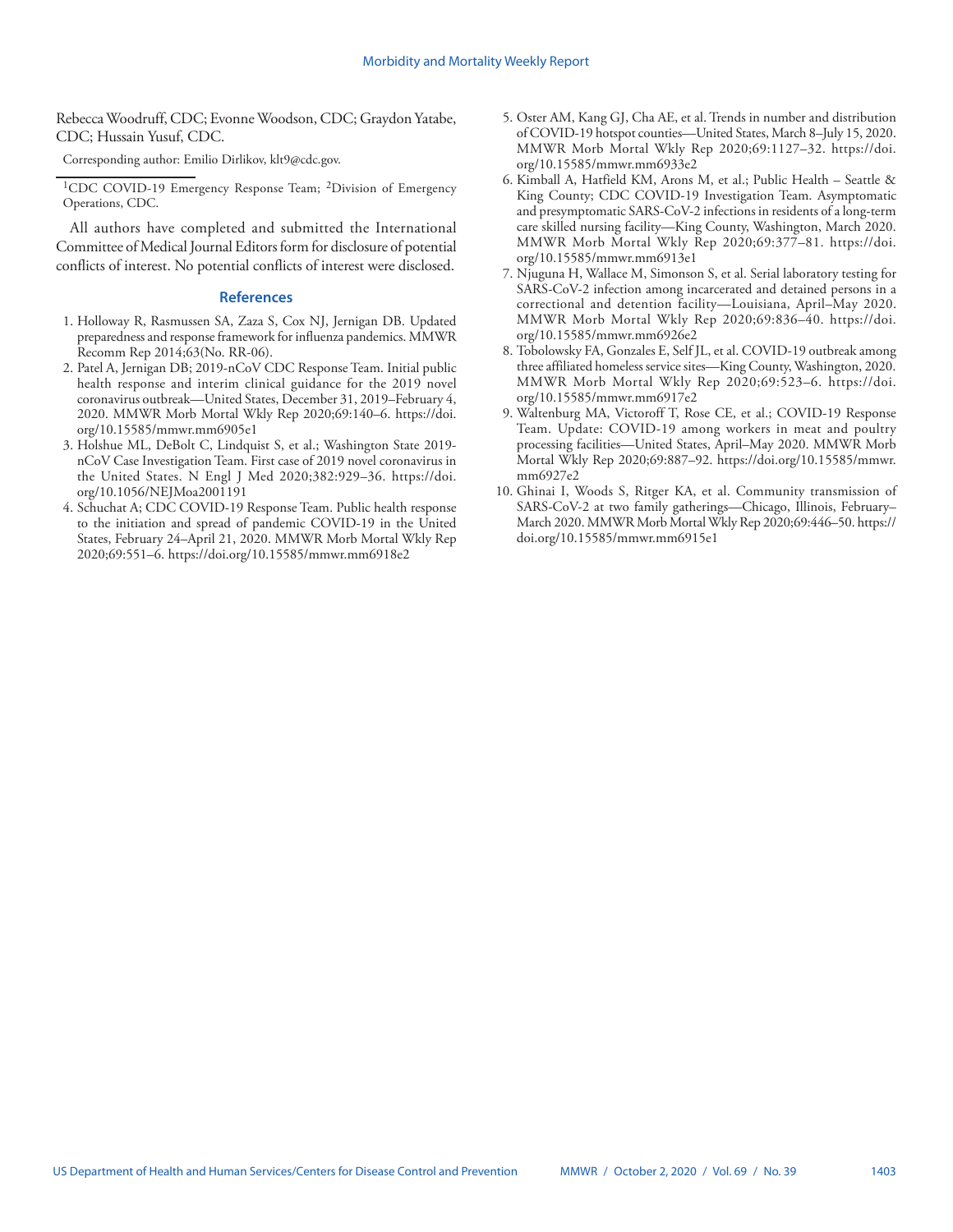Rebecca Woodruff, CDC; Evonne Woodson, CDC; Graydon Yatabe, CDC; Hussain Yusuf, CDC.

Corresponding author: Emilio Dirlikov, klt9@cdc.gov.

[1]CDC COVID-19 Emergency Response Team; [2]Division of Emergency Operations, CDC.

All authors have completed and submitted the International Committee of Medical Journal Editors form for disclosure of potential conflicts of interest. No potential conflicts of interest were disclosed.

## References

1. Holloway R, Rasmussen SA, Zaza S, Cox NJ, Jernigan DB. Updated preparedness and response framework for influenza pandemics. MMWR Recomm Rep 2014;63(No. RR-06).
2. Patel A, Jernigan DB; 2019-nCoV CDC Response Team. Initial public health response and interim clinical guidance for the 2019 novel coronavirus outbreak—United States, December 31, 2019–February 4, 2020. MMWR Morb Mortal Wkly Rep 2020;69:140–6. https://doi.org/10.15585/mmwr.mm6905e1
3. Holshue ML, DeBolt C, Lindquist S, et al.; Washington State 2019-nCoV Case Investigation Team. First case of 2019 novel coronavirus in the United States. N Engl J Med 2020;382:929–36. https://doi.org/10.1056/NEJMoa2001191
4. Schuchat A; CDC COVID-19 Response Team. Public health response to the initiation and spread of pandemic COVID-19 in the United States, February 24–April 21, 2020. MMWR Morb Mortal Wkly Rep 2020;69:551–6. https://doi.org/10.15585/mmwr.mm6918e2
5. Oster AM, Kang GJ, Cha AE, et al. Trends in number and distribution of COVID-19 hotspot counties—United States, March 8–July 15, 2020. MMWR Morb Mortal Wkly Rep 2020;69:1127–32. https://doi.org/10.15585/mmwr.mm6933e2
6. Kimball A, Hatfield KM, Arons M, et al.; Public Health – Seattle & King County; CDC COVID-19 Investigation Team. Asymptomatic and presymptomatic SARS-CoV-2 infections in residents of a long-term care skilled nursing facility—King County, Washington, March 2020. MMWR Morb Mortal Wkly Rep 2020;69:377–81. https://doi.org/10.15585/mmwr.mm6913e1
7. Njuguna H, Wallace M, Simonson S, et al. Serial laboratory testing for SARS-CoV-2 infection among incarcerated and detained persons in a correctional and detention facility—Louisiana, April–May 2020. MMWR Morb Mortal Wkly Rep 2020;69:836–40. https://doi.org/10.15585/mmwr.mm6926e2
8. Tobolowsky FA, Gonzales E, Self JL, et al. COVID-19 outbreak among three affiliated homeless service sites—King County, Washington, 2020. MMWR Morb Mortal Wkly Rep 2020;69:523–6. https://doi.org/10.15585/mmwr.mm6917e2
9. Waltenburg MA, Victoroff T, Rose CE, et al.; COVID-19 Response Team. Update: COVID-19 among workers in meat and poultry processing facilities—United States, April–May 2020. MMWR Morb Mortal Wkly Rep 2020;69:887–92. https://doi.org/10.15585/mmwr.mm6927e2
10. Ghinai I, Woods S, Ritger KA, et al. Community transmission of SARS-CoV-2 at two family gatherings—Chicago, Illinois, February–March 2020. MMWR Morb Mortal Wkly Rep 2020;69:446–50. https://doi.org/10.15585/mmwr.mm6915e1